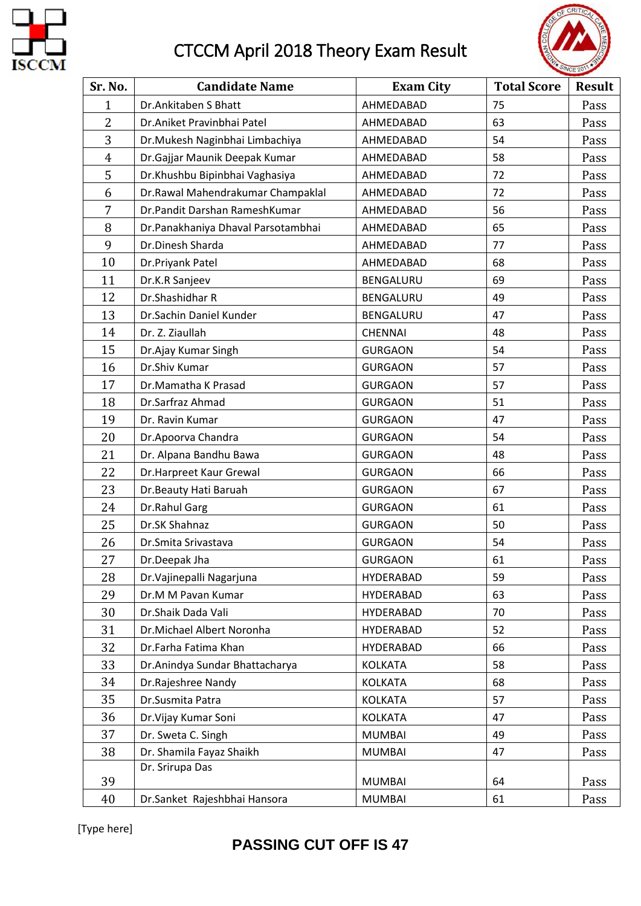# CTCCM April 2018 Theory Exam Result

| Sr. No. | Candidate Name | Exam City | Total Score | Result |
|---|---|---|---|---|
| 1 | Dr.Ankitaben S Bhatt | AHMEDABAD | 75 | Pass |
| 2 | Dr.Aniket Pravinbhai Patel | AHMEDABAD | 63 | Pass |
| 3 | Dr.Mukesh Naginbhai Limbachiya | AHMEDABAD | 54 | Pass |
| 4 | Dr.Gajjar Maunik Deepak Kumar | AHMEDABAD | 58 | Pass |
| 5 | Dr.Khushbu Bipinbhai Vaghasiya | AHMEDABAD | 72 | Pass |
| 6 | Dr.Rawal Mahendrakumar Champaklal | AHMEDABAD | 72 | Pass |
| 7 | Dr.Pandit Darshan RameshKumar | AHMEDABAD | 56 | Pass |
| 8 | Dr.Panakhaniya Dhaval Parsotambhai | AHMEDABAD | 65 | Pass |
| 9 | Dr.Dinesh Sharda | AHMEDABAD | 77 | Pass |
| 10 | Dr.Priyank Patel | AHMEDABAD | 68 | Pass |
| 11 | Dr.K.R Sanjeev | BENGALURU | 69 | Pass |
| 12 | Dr.Shashidhar R | BENGALURU | 49 | Pass |
| 13 | Dr.Sachin Daniel Kunder | BENGALURU | 47 | Pass |
| 14 | Dr. Z. Ziaullah | CHENNAI | 48 | Pass |
| 15 | Dr.Ajay Kumar Singh | GURGAON | 54 | Pass |
| 16 | Dr.Shiv Kumar | GURGAON | 57 | Pass |
| 17 | Dr.Mamatha K Prasad | GURGAON | 57 | Pass |
| 18 | Dr.Sarfraz Ahmad | GURGAON | 51 | Pass |
| 19 | Dr. Ravin Kumar | GURGAON | 47 | Pass |
| 20 | Dr.Apoorva Chandra | GURGAON | 54 | Pass |
| 21 | Dr. Alpana Bandhu Bawa | GURGAON | 48 | Pass |
| 22 | Dr.Harpreet Kaur Grewal | GURGAON | 66 | Pass |
| 23 | Dr.Beauty Hati Baruah | GURGAON | 67 | Pass |
| 24 | Dr.Rahul Garg | GURGAON | 61 | Pass |
| 25 | Dr.SK Shahnaz | GURGAON | 50 | Pass |
| 26 | Dr.Smita Srivastava | GURGAON | 54 | Pass |
| 27 | Dr.Deepak Jha | GURGAON | 61 | Pass |
| 28 | Dr.Vajinepalli Nagarjuna | HYDERABAD | 59 | Pass |
| 29 | Dr.M M Pavan Kumar | HYDERABAD | 63 | Pass |
| 30 | Dr.Shaik Dada Vali | HYDERABAD | 70 | Pass |
| 31 | Dr.Michael Albert Noronha | HYDERABAD | 52 | Pass |
| 32 | Dr.Farha Fatima Khan | HYDERABAD | 66 | Pass |
| 33 | Dr.Anindya Sundar Bhattacharya | KOLKATA | 58 | Pass |
| 34 | Dr.Rajeshree Nandy | KOLKATA | 68 | Pass |
| 35 | Dr.Susmita Patra | KOLKATA | 57 | Pass |
| 36 | Dr.Vijay Kumar Soni | KOLKATA | 47 | Pass |
| 37 | Dr. Sweta C. Singh | MUMBAI | 49 | Pass |
| 38 | Dr. Shamila Fayaz Shaikh | MUMBAI | 47 | Pass |
| 39 | Dr. Srirupa Das | MUMBAI | 64 | Pass |
| 40 | Dr.Sanket Rajeshbhai Hansora | MUMBAI | 61 | Pass |

[Type here]

**PASSING CUT OFF IS 47**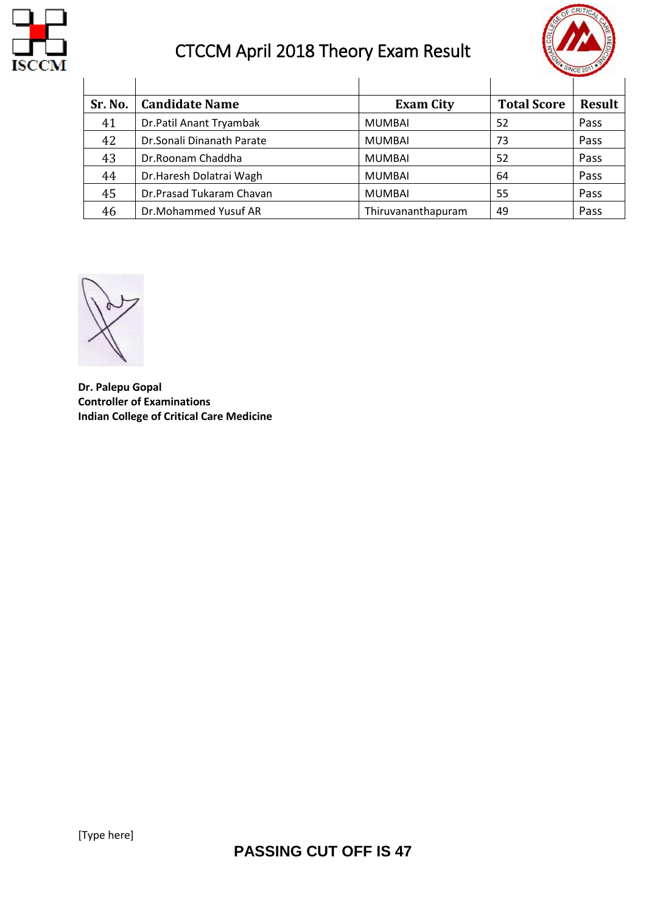# CTCCM April 2018 Theory Exam Result

| Sr. No. | Candidate Name | Exam City | Total Score | Result |
|---|---|---|---|---|
| 41 | Dr.Patil Anant Tryambak | MUMBAI | 52 | Pass |
| 42 | Dr.Sonali Dinanath Parate | MUMBAI | 73 | Pass |
| 43 | Dr.Roonam Chaddha | MUMBAI | 52 | Pass |
| 44 | Dr.Haresh Dolatrai Wagh | MUMBAI | 64 | Pass |
| 45 | Dr.Prasad Tukaram Chavan | MUMBAI | 55 | Pass |
| 46 | Dr.Mohammed Yusuf AR | Thiruvananthapuram | 49 | Pass |

**Dr. Palepu Gopal**
**Controller of Examinations**
**Indian College of Critical Care Medicine**

[Type here]

**PASSING CUT OFF IS 47**